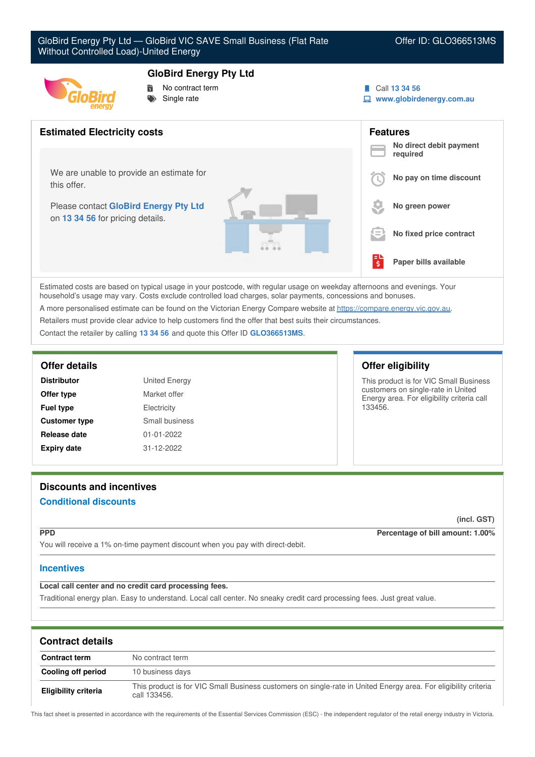# GloBird Energy Pty Ltd — GloBird VIC SAVE Small Business (Flat Rate Without Controlled Load)-United Energy

Offer ID: GLO366513MS

## GloBird Energy Pty Ltd

- No contract term
- Single rate

Call 13 34 56
www.globirdenergy.com.au

## Estimated Electricity costs

We are unable to provide an estimate for this offer.

Please contact **GloBird Energy Pty Ltd** on **13 34 56** for pricing details.

## Features

- **No direct debit payment required**
- **No pay on time discount**
- **No green power**
- **No fixed price contract**
- **Paper bills available**

Estimated costs are based on typical usage in your postcode, with regular usage on weekday afternoons and evenings. Your household's usage may vary. Costs exclude controlled load charges, solar payments, concessions and bonuses.

A more personalised estimate can be found on the Victorian Energy Compare website at https://compare.energy.vic.gov.au.

Retailers must provide clear advice to help customers find the offer that best suits their circumstances.

Contact the retailer by calling **13 34 56** and quote this Offer ID **GLO366513MS**.

## Offer details

| | |
|---|---|
| **Distributor** | United Energy |
| **Offer type** | Market offer |
| **Fuel type** | Electricity |
| **Customer type** | Small business |
| **Release date** | 01-01-2022 |
| **Expiry date** | 31-12-2022 |

## Offer eligibility

This product is for VIC Small Business customers on single-rate in United Energy area. For eligibility criteria call 133456.

## Discounts and incentives

### Conditional discounts

**(incl. GST)**

**PPD** — **Percentage of bill amount: 1.00%**

You will receive a 1% on-time payment discount when you pay with direct-debit.

### Incentives

**Local call center and no credit card processing fees.**

Traditional energy plan. Easy to understand. Local call center. No sneaky credit card processing fees. Just great value.

## Contract details

| | |
|---|---|
| **Contract term** | No contract term |
| **Cooling off period** | 10 business days |
| **Eligibility criteria** | This product is for VIC Small Business customers on single-rate in United Energy area. For eligibility criteria call 133456. |

This fact sheet is presented in accordance with the requirements of the Essential Services Commission (ESC) - the independent regulator of the retail energy industry in Victoria.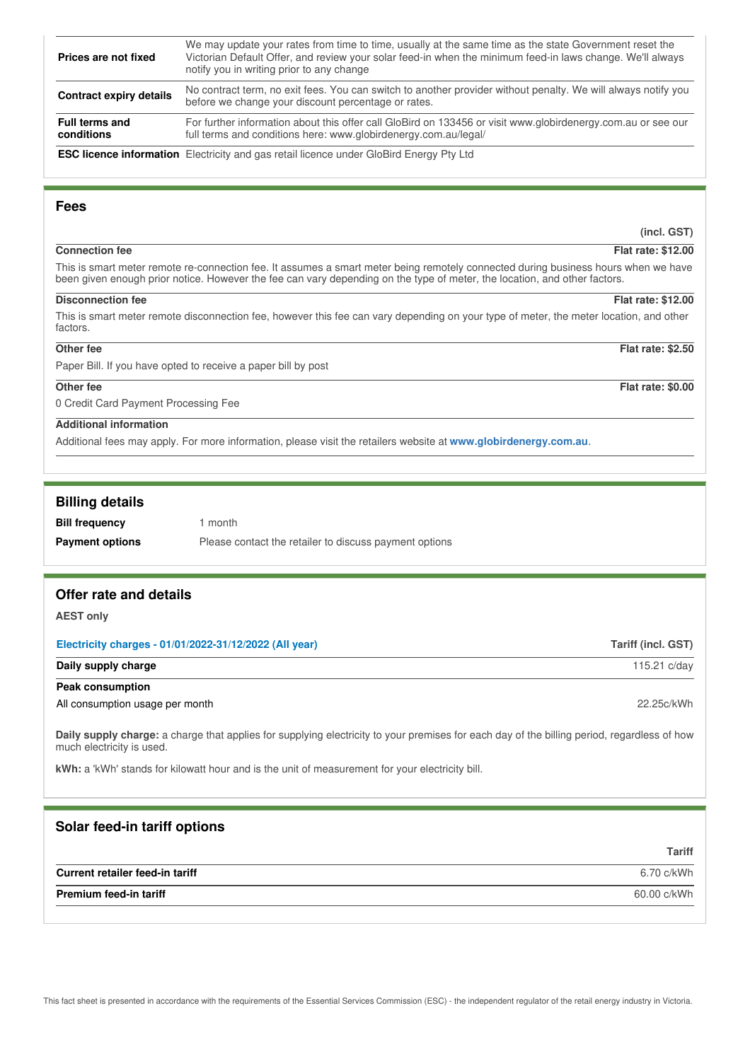| | |
|---|---|
| **Prices are not fixed** | We may update your rates from time to time, usually at the same time as the state Government reset the Victorian Default Offer, and review your solar feed-in when the minimum feed-in laws change. We'll always notify you in writing prior to any change |
| **Contract expiry details** | No contract term, no exit fees. You can switch to another provider without penalty. We will always notify you before we change your discount percentage or rates. |
| **Full terms and conditions** | For further information about this offer call GloBird on 133456 or visit www.globirdenergy.com.au or see our full terms and conditions here: www.globirdenergy.com.au/legal/ |
| **ESC licence information** | Electricity and gas retail licence under GloBird Energy Pty Ltd |

## Fees

| | (incl. GST) |
|---|---|
| **Connection fee** | **Flat rate: $12.00** |

This is smart meter remote re-connection fee. It assumes a smart meter being remotely connected during business hours when we have been given enough prior notice. However the fee can vary depending on the type of meter, the location, and other factors.

| | |
|---|---|
| **Disconnection fee** | **Flat rate: $12.00** |

This is smart meter remote disconnection fee, however this fee can vary depending on your type of meter, the meter location, and other factors.

| | |
|---|---|
| **Other fee** | **Flat rate: $2.50** |

Paper Bill. If you have opted to receive a paper bill by post

| | |
|---|---|
| **Other fee** | **Flat rate: $0.00** |

0 Credit Card Payment Processing Fee

**Additional information**

Additional fees may apply. For more information, please visit the retailers website at **www.globirdenergy.com.au**.

## Billing details

| | |
|---|---|
| **Bill frequency** | 1 month |
| **Payment options** | Please contact the retailer to discuss payment options |

## Offer rate and details

**AEST only**

| Electricity charges - 01/01/2022-31/12/2022 (All year) | Tariff (incl. GST) |
|---|---|
| **Daily supply charge** | 115.21 c/day |
| **Peak consumption** | |
| All consumption usage per month | 22.25c/kWh |

**Daily supply charge:** a charge that applies for supplying electricity to your premises for each day of the billing period, regardless of how much electricity is used.

**kWh:** a 'kWh' stands for kilowatt hour and is the unit of measurement for your electricity bill.

## Solar feed-in tariff options

| | Tariff |
|---|---|
| **Current retailer feed-in tariff** | 6.70 c/kWh |
| **Premium feed-in tariff** | 60.00 c/kWh |

This fact sheet is presented in accordance with the requirements of the Essential Services Commission (ESC) - the independent regulator of the retail energy industry in Victoria.